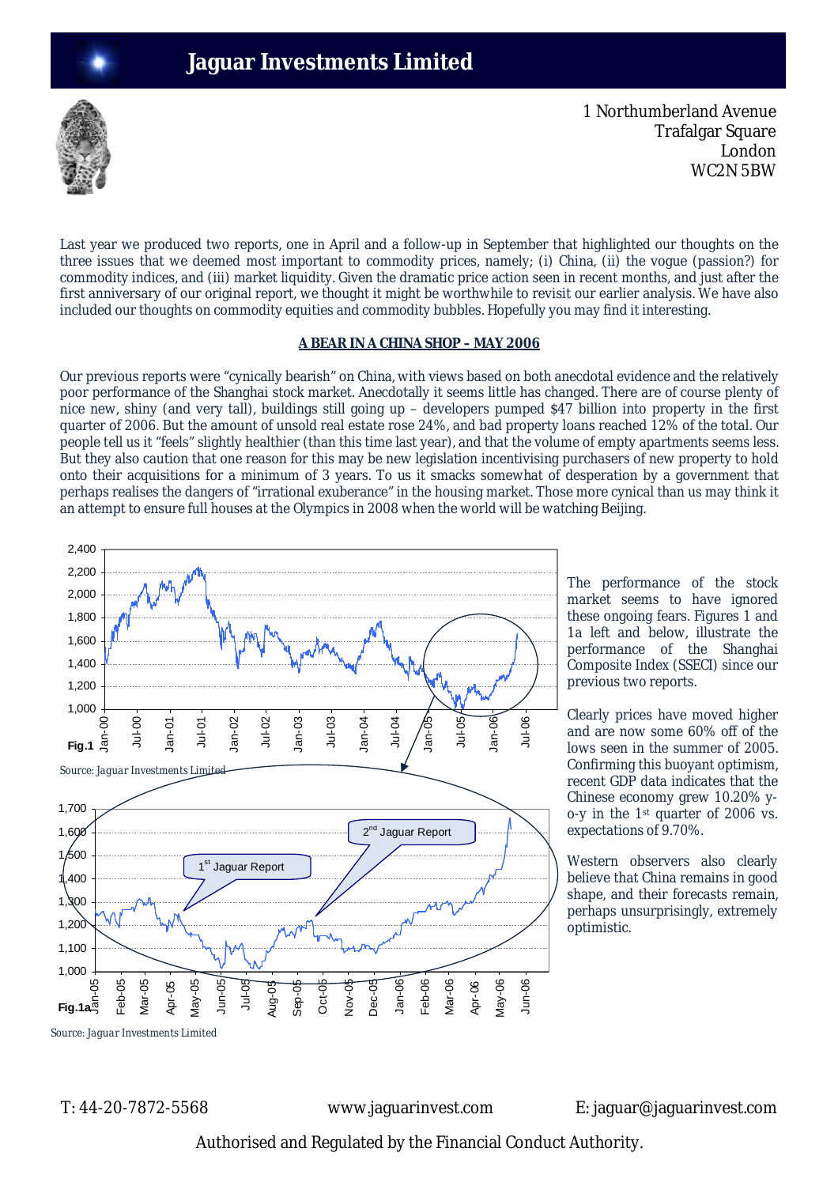# Jaguar Investments Limited

1 Northumberland Avenue
Trafalgar Square
London
WC2N 5BW

Last year we produced two reports, one in April and a follow-up in September that highlighted our thoughts on the three issues that we deemed most important to commodity prices, namely; (i) China, (ii) the vogue (passion?) for commodity indices, and (iii) market liquidity. Given the dramatic price action seen in recent months, and just after the first anniversary of our original report, we thought it might be worthwhile to revisit our earlier analysis. We have also included our thoughts on commodity equities and commodity bubbles. Hopefully you may find it interesting.

## A BEAR IN A CHINA SHOP – MAY 2006

Our previous reports were "cynically bearish" on China, with views based on both anecdotal evidence and the relatively poor performance of the Shanghai stock market. Anecdotally it seems little has changed. There are of course plenty of nice new, shiny (and very tall), buildings still going up – developers pumped $47 billion into property in the first quarter of 2006. But the amount of unsold real estate rose 24%, and bad property loans reached 12% of the total. Our people tell us it "feels" slightly healthier (than this time last year), and that the volume of empty apartments seems less. But they also caution that one reason for this may be new legislation incentivising purchasers of new property to hold onto their acquisitions for a minimum of 3 years. To us it smacks somewhat of desperation by a government that perhaps realises the dangers of "irrational exuberance" in the housing market. Those more cynical than us may think it an attempt to ensure full houses at the Olympics in 2008 when the world will be watching Beijing.

Fig.1

Source: Jaguar Investments Limited

Fig.1a

Source: Jaguar Investments Limited

The performance of the stock market seems to have ignored these ongoing fears. Figures 1 and 1a left and below, illustrate the performance of the Shanghai Composite Index (SSECI) since our previous two reports.

Clearly prices have moved higher and are now some 60% off of the lows seen in the summer of 2005. Confirming this buoyant optimism, recent GDP data indicates that the Chinese economy grew 10.20% y-o-y in the 1st quarter of 2006 vs. expectations of 9.70%.

Western observers also clearly believe that China remains in good shape, and their forecasts remain, perhaps unsurprisingly, extremely optimistic.

T: 44-20-7872-5568 www.jaguarinvest.com E: jaguar@jaguarinvest.com

Authorised and Regulated by the Financial Conduct Authority.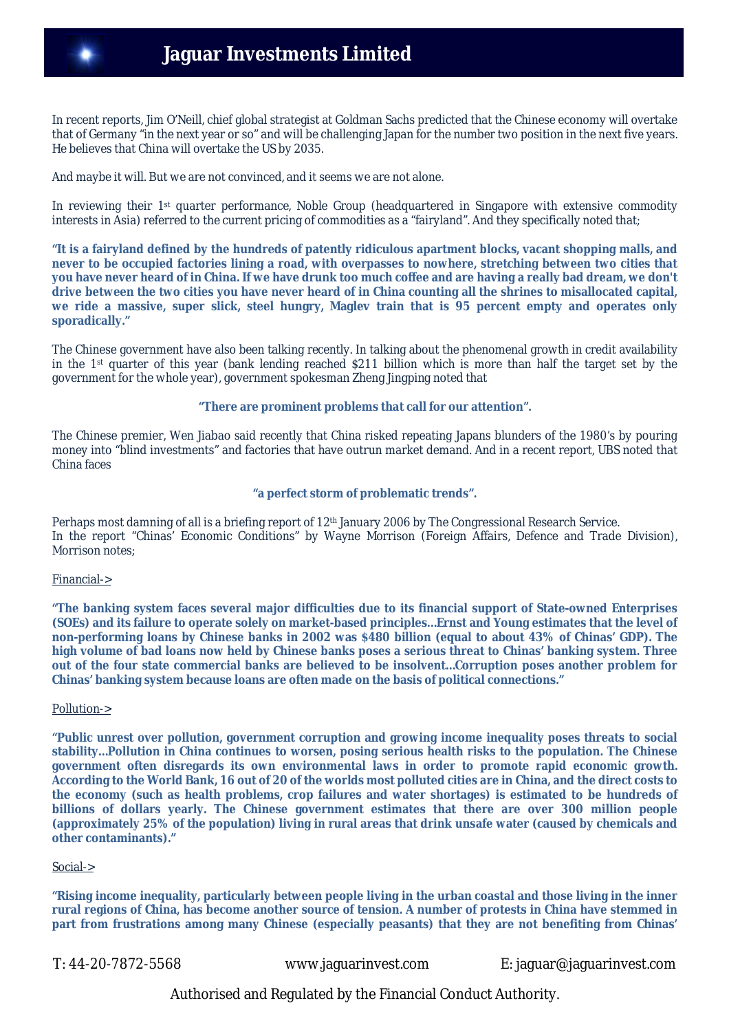In recent reports, Jim O'Neill, chief global strategist at Goldman Sachs predicted that the Chinese economy will overtake that of Germany "in the next year or so" and will be challenging Japan for the number two position in the next five years. He believes that China will overtake the US by 2035.

And maybe it will. But we are not convinced, and it seems we are not alone.

In reviewing their 1st quarter performance, Noble Group (headquartered in Singapore with extensive commodity interests in Asia) referred to the current pricing of commodities as a "fairyland". And they specifically noted that;

**"It is a fairyland defined by the hundreds of patently ridiculous apartment blocks, vacant shopping malls, and never to be occupied factories lining a road, with overpasses to nowhere, stretching between two cities that you have never heard of in China. If we have drunk too much coffee and are having a really bad dream, we don't drive between the two cities you have never heard of in China counting all the shrines to misallocated capital, we ride a massive, super slick, steel hungry, Maglev train that is 95 percent empty and operates only sporadically."**

The Chinese government have also been talking recently. In talking about the phenomenal growth in credit availability in the 1st quarter of this year (bank lending reached $211 billion which is more than half the target set by the government for the whole year), government spokesman Zheng Jingping noted that

**"There are prominent problems that call for our attention".**

The Chinese premier, Wen Jiabao said recently that China risked repeating Japans blunders of the 1980's by pouring money into "blind investments" and factories that have outrun market demand. And in a recent report, UBS noted that China faces

**"a perfect storm of problematic trends".**

Perhaps most damning of all is a briefing report of 12th January 2006 by The Congressional Research Service.
In the report "Chinas' Economic Conditions" by Wayne Morrison (Foreign Affairs, Defence and Trade Division), Morrison notes;

Financial->

**"The banking system faces several major difficulties due to its financial support of State-owned Enterprises (SOEs) and its failure to operate solely on market-based principles…Ernst and Young estimates that the level of non-performing loans by Chinese banks in 2002 was $480 billion (equal to about 43% of Chinas' GDP). The high volume of bad loans now held by Chinese banks poses a serious threat to Chinas' banking system. Three out of the four state commercial banks are believed to be insolvent…Corruption poses another problem for Chinas' banking system because loans are often made on the basis of political connections."**

Pollution->

**"Public unrest over pollution, government corruption and growing income inequality poses threats to social stability…Pollution in China continues to worsen, posing serious health risks to the population. The Chinese government often disregards its own environmental laws in order to promote rapid economic growth. According to the World Bank, 16 out of 20 of the worlds most polluted cities are in China, and the direct costs to the economy (such as health problems, crop failures and water shortages) is estimated to be hundreds of billions of dollars yearly. The Chinese government estimates that there are over 300 million people (approximately 25% of the population) living in rural areas that drink unsafe water (caused by chemicals and other contaminants)."**

Social->

**"Rising income inequality, particularly between people living in the urban coastal and those living in the inner rural regions of China, has become another source of tension. A number of protests in China have stemmed in part from frustrations among many Chinese (especially peasants) that they are not benefiting from Chinas'**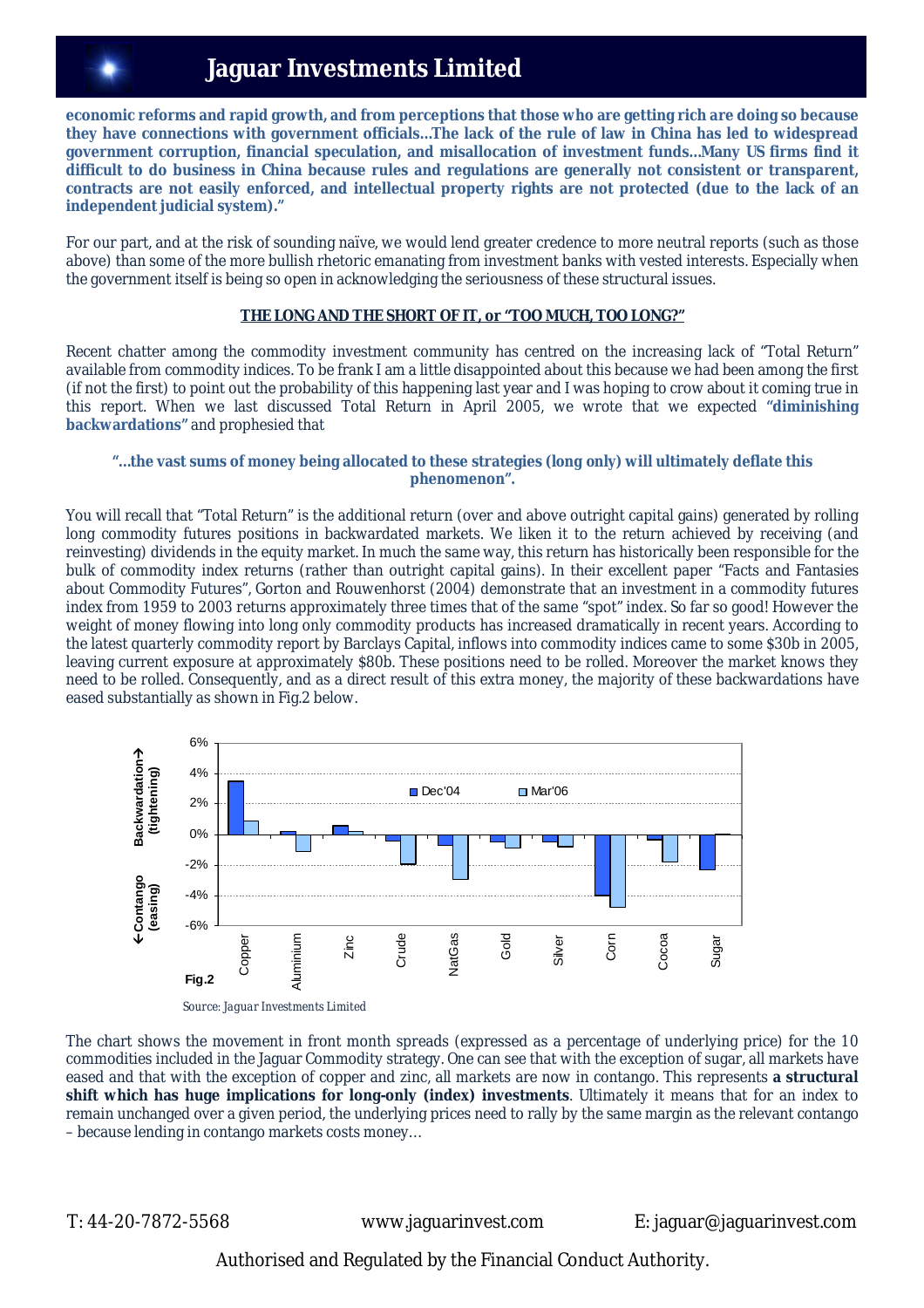**economic reforms and rapid growth, and from perceptions that those who are getting rich are doing so because they have connections with government officials…The lack of the rule of law in China has led to widespread government corruption, financial speculation, and misallocation of investment funds…Many US firms find it difficult to do business in China because rules and regulations are generally not consistent or transparent, contracts are not easily enforced, and intellectual property rights are not protected (due to the lack of an independent judicial system)."**

For our part, and at the risk of sounding naïve, we would lend greater credence to more neutral reports (such as those above) than some of the more bullish rhetoric emanating from investment banks with vested interests. Especially when the government itself is being so open in acknowledging the seriousness of these structural issues.

## THE LONG AND THE SHORT OF IT, or "TOO MUCH, TOO LONG?"

Recent chatter among the commodity investment community has centred on the increasing lack of "Total Return" available from commodity indices. To be frank I am a little disappointed about this because we had been among the first (if not the first) to point out the probability of this happening last year and I was hoping to crow about it coming true in this report. When we last discussed Total Return in April 2005, we wrote that we expected **"diminishing backwardations"** and prophesied that

**"…the vast sums of money being allocated to these strategies (long only) will ultimately deflate this phenomenon".**

You will recall that "Total Return" is the additional return (over and above outright capital gains) generated by rolling long commodity futures positions in backwardated markets. We liken it to the return achieved by receiving (and reinvesting) dividends in the equity market. In much the same way, this return has historically been responsible for the bulk of commodity index returns (rather than outright capital gains). In their excellent paper "Facts and Fantasies about Commodity Futures", Gorton and Rouwenhorst (2004) demonstrate that an investment in a commodity futures index from 1959 to 2003 returns approximately three times that of the same "spot" index. So far so good! However the weight of money flowing into long only commodity products has increased dramatically in recent years. According to the latest quarterly commodity report by Barclays Capital, inflows into commodity indices came to some $30b in 2005, leaving current exposure at approximately $80b. These positions need to be rolled. Moreover the market knows they need to be rolled. Consequently, and as a direct result of this extra money, the majority of these backwardations have eased substantially as shown in Fig.2 below.

Fig.2

*Source: Jaguar Investments Limited*

The chart shows the movement in front month spreads (expressed as a percentage of underlying price) for the 10 commodities included in the Jaguar Commodity strategy. One can see that with the exception of sugar, all markets have eased and that with the exception of copper and zinc, all markets are now in contango. This represents **a structural shift which has huge implications for long-only (index) investments**. Ultimately it means that for an index to remain unchanged over a given period, the underlying prices need to rally by the same margin as the relevant contango – because lending in contango markets costs money…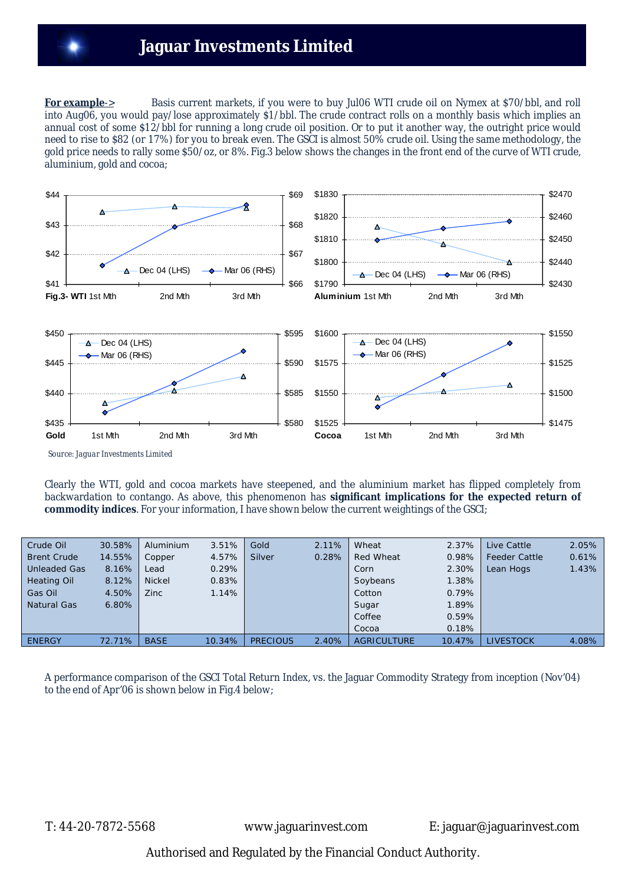**For example->** Basis current markets, if you were to buy Jul06 WTI crude oil on Nymex at $70/bbl, and roll into Aug06, you would pay/lose approximately $1/bbl. The crude contract rolls on a monthly basis which implies an annual cost of some $12/bbl for running a long crude oil position. Or to put it another way, the outright price would need to rise to $82 (or 17%) for you to break even. The GSCI is almost 50% crude oil. Using the same methodology, the gold price needs to rally some $50/oz, or 8%. Fig.3 below shows the changes in the front end of the curve of WTI crude, aluminium, gold and cocoa;

**Fig.3-** WTI / Aluminium / Gold / Cocoa — 1st Mth, 2nd Mth, 3rd Mth; Dec 04 (LHS), Mar 06 (RHS)

Source: Jaguar Investments Limited

Clearly the WTI, gold and cocoa markets have steepened, and the aluminium market has flipped completely from backwardation to contango. As above, this phenomenon has **significant implications for the expected return of commodity indices**. For your information, I have shown below the current weightings of the GSCI;

| | | | | | | | | | |
|---|---|---|---|---|---|---|---|---|---|
| Crude Oil | 30.58% | Aluminium | 3.51% | Gold | 2.11% | Wheat | 2.37% | Live Cattle | 2.05% |
| Brent Crude | 14.55% | Copper | 4.57% | Silver | 0.28% | Red Wheat | 0.98% | Feeder Cattle | 0.61% |
| Unleaded Gas | 8.16% | Lead | 0.29% | | | Corn | 2.30% | Lean Hogs | 1.43% |
| Heating Oil | 8.12% | Nickel | 0.83% | | | Soybeans | 1.38% | | |
| Gas Oil | 4.50% | Zinc | 1.14% | | | Cotton | 0.79% | | |
| Natural Gas | 6.80% | | | | | Sugar | 1.89% | | |
| | | | | | | Coffee | 0.59% | | |
| | | | | | | Cocoa | 0.18% | | |
| ENERGY | 72.71% | BASE | 10.34% | PRECIOUS | 2.40% | AGRICULTURE | 10.47% | LIVESTOCK | 4.08% |

A performance comparison of the GSCI Total Return Index, vs. the Jaguar Commodity Strategy from inception (Nov'04) to the end of Apr'06 is shown below in Fig.4 below;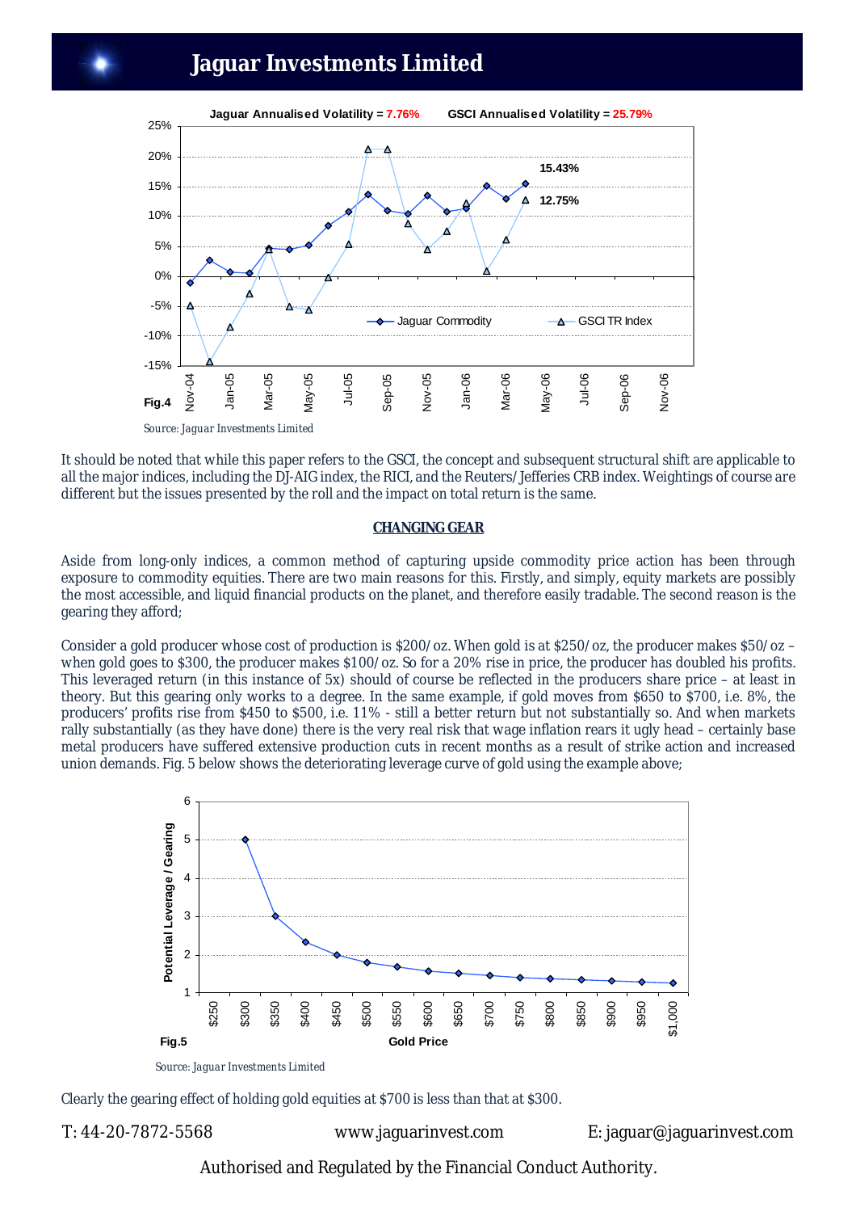Jaguar Annualised Volatility = 7.76%     GSCI Annualised Volatility = 25.79%

Fig.4

Source: *Jaguar Investments Limited*

It should be noted that while this paper refers to the GSCI, the concept and subsequent structural shift are applicable to all the major indices, including the DJ-AIG index, the RICI, and the Reuters/Jefferies CRB index. Weightings of course are different but the issues presented by the roll and the impact on total return is the same.

## CHANGING GEAR

Aside from long-only indices, a common method of capturing upside commodity price action has been through exposure to commodity equities. There are two main reasons for this. Firstly, and simply, equity markets are possibly the most accessible, and liquid financial products on the planet, and therefore easily tradable. The second reason is the gearing they afford;

Consider a gold producer whose cost of production is $200/oz. When gold is at $250/oz, the producer makes $50/oz – when gold goes to $300, the producer makes $100/oz. So for a 20% rise in price, the producer has doubled his profits. This leveraged return (in this instance of 5x) should of course be reflected in the producers share price – at least in theory. But this gearing only works to a degree. In the same example, if gold moves from $650 to $700, i.e. 8%, the producers' profits rise from $450 to $500, i.e. 11% - still a better return but not substantially so. And when markets rally substantially (as they have done) there is the very real risk that wage inflation rears it ugly head – certainly base metal producers have suffered extensive production cuts in recent months as a result of strike action and increased union demands. Fig. 5 below shows the deteriorating leverage curve of gold using the example above;

Fig.5

Source: *Jaguar Investments Limited*

Clearly the gearing effect of holding gold equities at $700 is less than that at $300.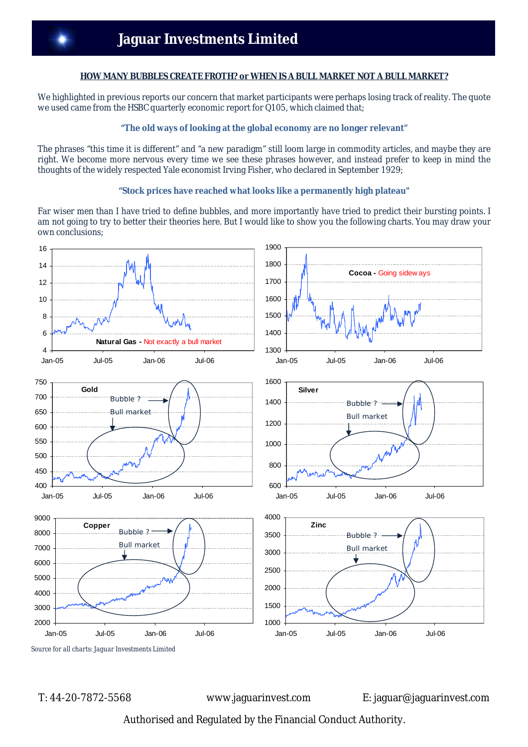# Jaguar Investments Limited

**HOW MANY BUBBLES CREATE FROTH? or WHEN IS A BULL MARKET NOT A BULL MARKET?**

We highlighted in previous reports our concern that market participants were perhaps losing track of reality. The quote we used came from the HSBC quarterly economic report for Q105, which claimed that;

**"The old ways of looking at the global economy are no longer relevant"**

The phrases "this time it is different" and "a new paradigm" still loom large in commodity articles, and maybe they are right. We become more nervous every time we see these phrases however, and instead prefer to keep in mind the thoughts of the widely respected Yale economist Irving Fisher, who declared in September 1929;

**"Stock prices have reached what looks like a permanently high plateau"**

Far wiser men than I have tried to define bubbles, and more importantly have tried to predict their bursting points. I am not going to try to better their theories here. But I would like to show you the following charts. You may draw your own conclusions;

Natural Gas - Not exactly a bull market

Cocoa - Going sideways

Gold (Bubble ? / Bull market)

Silver (Bubble ? / Bull market)

Copper (Bubble ? / Bull market)

Zinc (Bubble ? / Bull market)

Source for all charts: Jaguar Investments Limited

T: 44-20-7872-5568 www.jaguarinvest.com E: jaguar@jaguarinvest.com

Authorised and Regulated by the Financial Conduct Authority.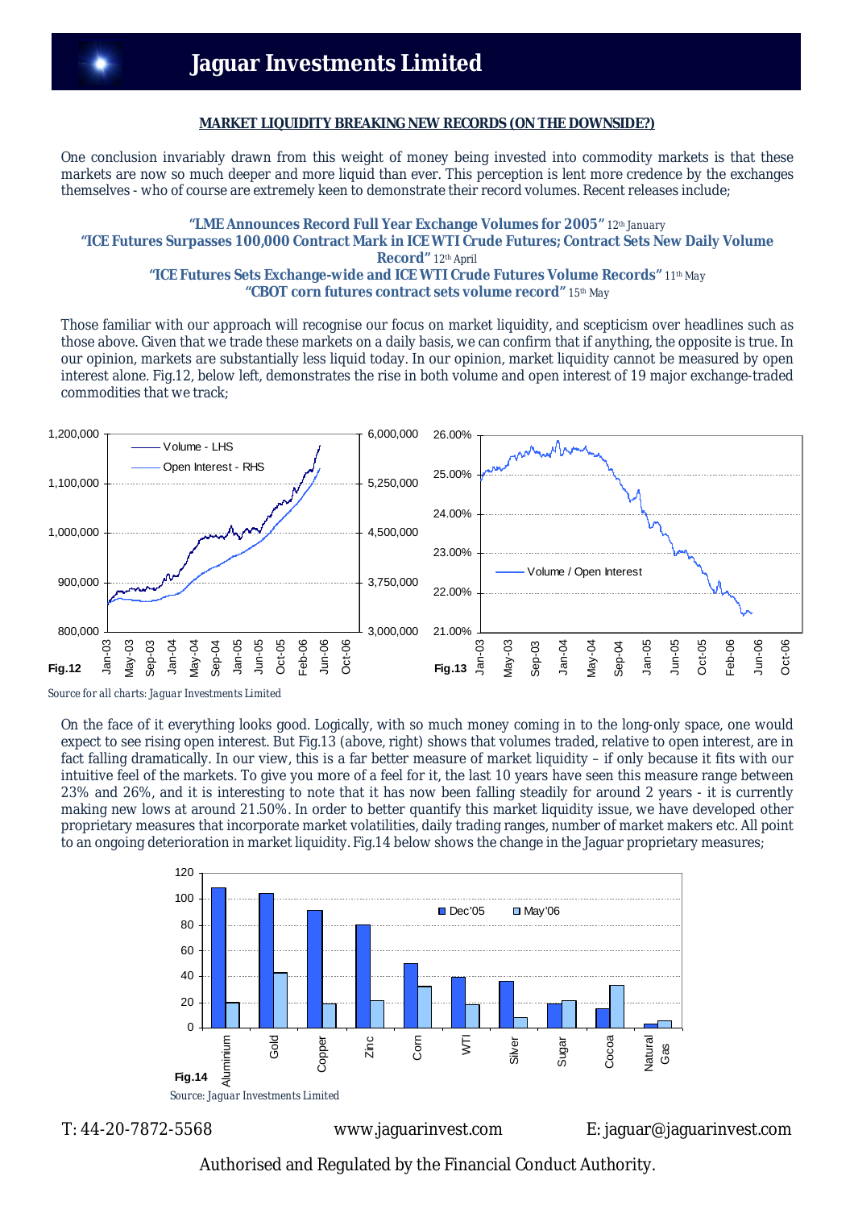## MARKET LIQUIDITY BREAKING NEW RECORDS (ON THE DOWNSIDE?)

One conclusion invariably drawn from this weight of money being invested into commodity markets is that these markets are now so much deeper and more liquid than ever. This perception is lent more credence by the exchanges themselves - who of course are extremely keen to demonstrate their record volumes. Recent releases include;

**"LME Announces Record Full Year Exchange Volumes for 2005"** 12th January
**"ICE Futures Surpasses 100,000 Contract Mark in ICE WTI Crude Futures; Contract Sets New Daily Volume Record"** 12th April
**"ICE Futures Sets Exchange-wide and ICE WTI Crude Futures Volume Records"** 11th May
**"CBOT corn futures contract sets volume record"** 15th May

Those familiar with our approach will recognise our focus on market liquidity, and scepticism over headlines such as those above. Given that we trade these markets on a daily basis, we can confirm that if anything, the opposite is true. In our opinion, markets are substantially less liquid today. In our opinion, market liquidity cannot be measured by open interest alone. Fig.12, below left, demonstrates the rise in both volume and open interest of 19 major exchange-traded commodities that we track;

Fig.12

Fig.13

*Source for all charts: Jaguar Investments Limited*

On the face of it everything looks good. Logically, with so much money coming in to the long-only space, one would expect to see rising open interest. But Fig.13 (above, right) shows that volumes traded, relative to open interest, are in fact falling dramatically. In our view, this is a far better measure of market liquidity – if only because it fits with our intuitive feel of the markets. To give you more of a feel for it, the last 10 years have seen this measure range between 23% and 26%, and it is interesting to note that it has now been falling steadily for around 2 years - it is currently making new lows at around 21.50%. In order to better quantify this market liquidity issue, we have developed other proprietary measures that incorporate market volatilities, daily trading ranges, number of market makers etc. All point to an ongoing deterioration in market liquidity. Fig.14 below shows the change in the Jaguar proprietary measures;

Fig.14

*Source: Jaguar Investments Limited*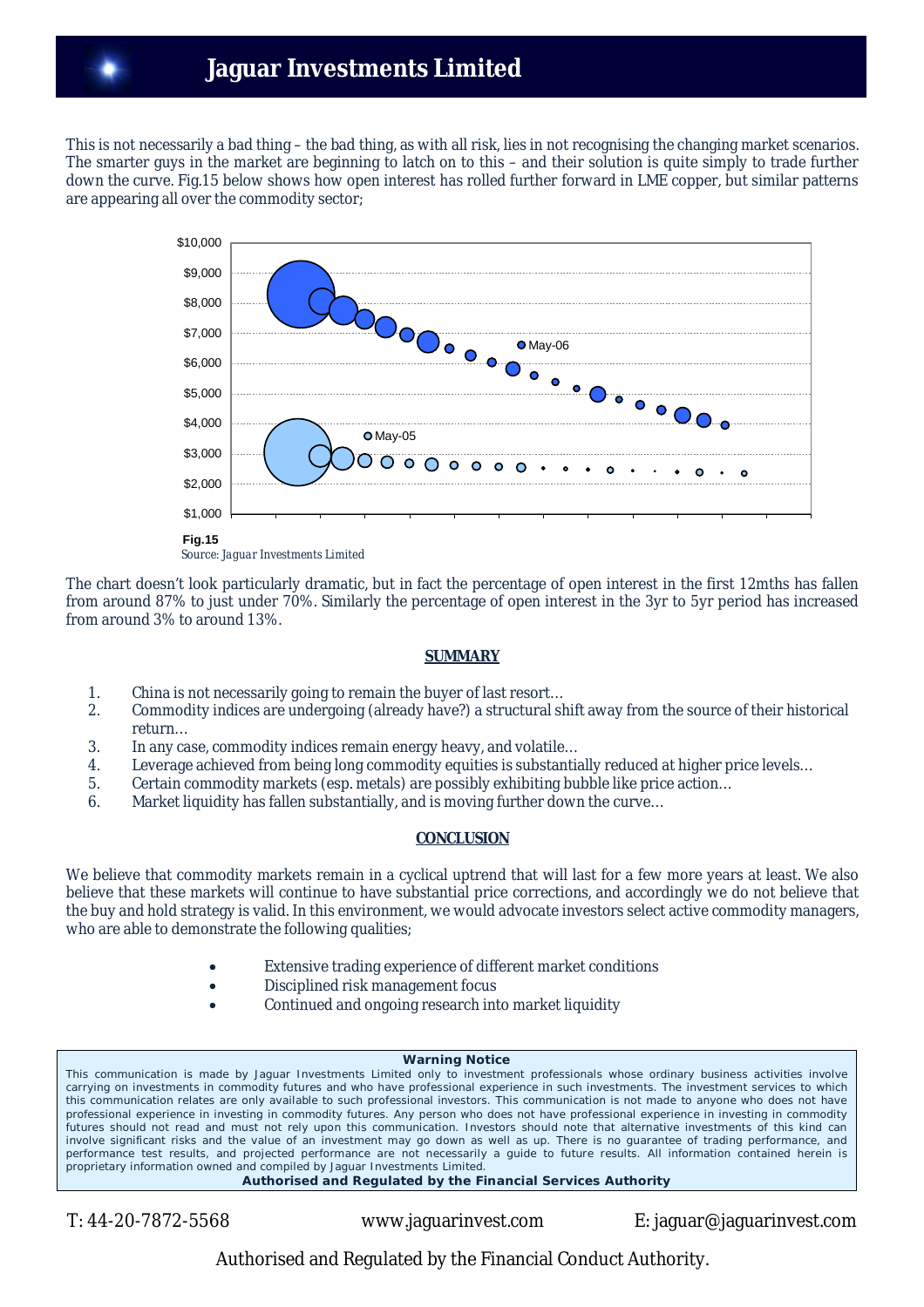This is not necessarily a bad thing – the bad thing, as with all risk, lies in not recognising the changing market scenarios. The smarter guys in the market are beginning to latch on to this – and their solution is quite simply to trade further down the curve. Fig.15 below shows how open interest has rolled further forward in LME copper, but similar patterns are appearing all over the commodity sector;

$10,000
$9,000
$8,000
$7,000
$6,000
$5,000
$4,000
$3,000
$2,000
$1,000

May-06
May-05

**Fig.15**
*Source: Jaguar Investments Limited*

The chart doesn't look particularly dramatic, but in fact the percentage of open interest in the first 12mths has fallen from around 87% to just under 70%. Similarly the percentage of open interest in the 3yr to 5yr period has increased from around 3% to around 13%.

## SUMMARY

1. China is not necessarily going to remain the buyer of last resort…
2. Commodity indices are undergoing (already have?) a structural shift away from the source of their historical return…
3. In any case, commodity indices remain energy heavy, and volatile…
4. Leverage achieved from being long commodity equities is substantially reduced at higher price levels…
5. Certain commodity markets (esp. metals) are possibly exhibiting bubble like price action…
6. Market liquidity has fallen substantially, and is moving further down the curve…

## CONCLUSION

We believe that commodity markets remain in a cyclical uptrend that will last for a few more years at least. We also believe that these markets will continue to have substantial price corrections, and accordingly we do not believe that the buy and hold strategy is valid. In this environment, we would advocate investors select active commodity managers, who are able to demonstrate the following qualities;

- Extensive trading experience of different market conditions
- Disciplined risk management focus
- Continued and ongoing research into market liquidity

**Warning Notice**

This communication is made by Jaguar Investments Limited only to investment professionals whose ordinary business activities involve carrying on investments in commodity futures and who have professional experience in such investments. The investment services to which this communication relates are only available to such professional investors. This communication is not made to anyone who does not have professional experience in investing in commodity futures. Any person who does not have professional experience in investing in commodity futures should not read and must not rely upon this communication. Investors should note that alternative investments of this kind can involve significant risks and the value of an investment may go down as well as up. There is no guarantee of trading performance, and performance test results, and projected performance are not necessarily a guide to future results. All information contained herein is proprietary information owned and compiled by Jaguar Investments Limited.

**Authorised and Regulated by the Financial Services Authority**